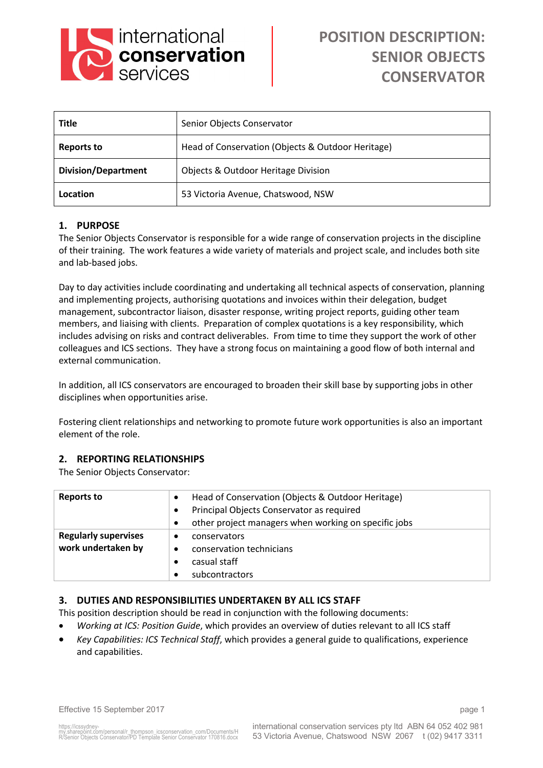# POSITION DESCRIPTION: SENIOR OBJECTS CONSERVATOR

| **Title** | Senior Objects Conservator |
|---|---|
| **Reports to** | Head of Conservation (Objects & Outdoor Heritage) |
| **Division/Department** | Objects & Outdoor Heritage Division |
| **Location** | 53 Victoria Avenue, Chatswood, NSW |

## 1. PURPOSE

The Senior Objects Conservator is responsible for a wide range of conservation projects in the discipline of their training. The work features a wide variety of materials and project scale, and includes both site and lab-based jobs.

Day to day activities include coordinating and undertaking all technical aspects of conservation, planning and implementing projects, authorising quotations and invoices within their delegation, budget management, subcontractor liaison, disaster response, writing project reports, guiding other team members, and liaising with clients. Preparation of complex quotations is a key responsibility, which includes advising on risks and contract deliverables. From time to time they support the work of other colleagues and ICS sections. They have a strong focus on maintaining a good flow of both internal and external communication.

In addition, all ICS conservators are encouraged to broaden their skill base by supporting jobs in other disciplines when opportunities arise.

Fostering client relationships and networking to promote future work opportunities is also an important element of the role.

## 2. REPORTING RELATIONSHIPS

The Senior Objects Conservator:

| | |
|---|---|
| **Reports to** | • Head of Conservation (Objects & Outdoor Heritage)<br>• Principal Objects Conservator as required<br>• other project managers when working on specific jobs |
| **Regularly supervises work undertaken by** | • conservators<br>• conservation technicians<br>• casual staff<br>• subcontractors |

## 3. DUTIES AND RESPONSIBILITIES UNDERTAKEN BY ALL ICS STAFF

This position description should be read in conjunction with the following documents:

- *Working at ICS: Position Guide*, which provides an overview of duties relevant to all ICS staff
- *Key Capabilities: ICS Technical Staff*, which provides a general guide to qualifications, experience and capabilities.

Effective 15 September 2017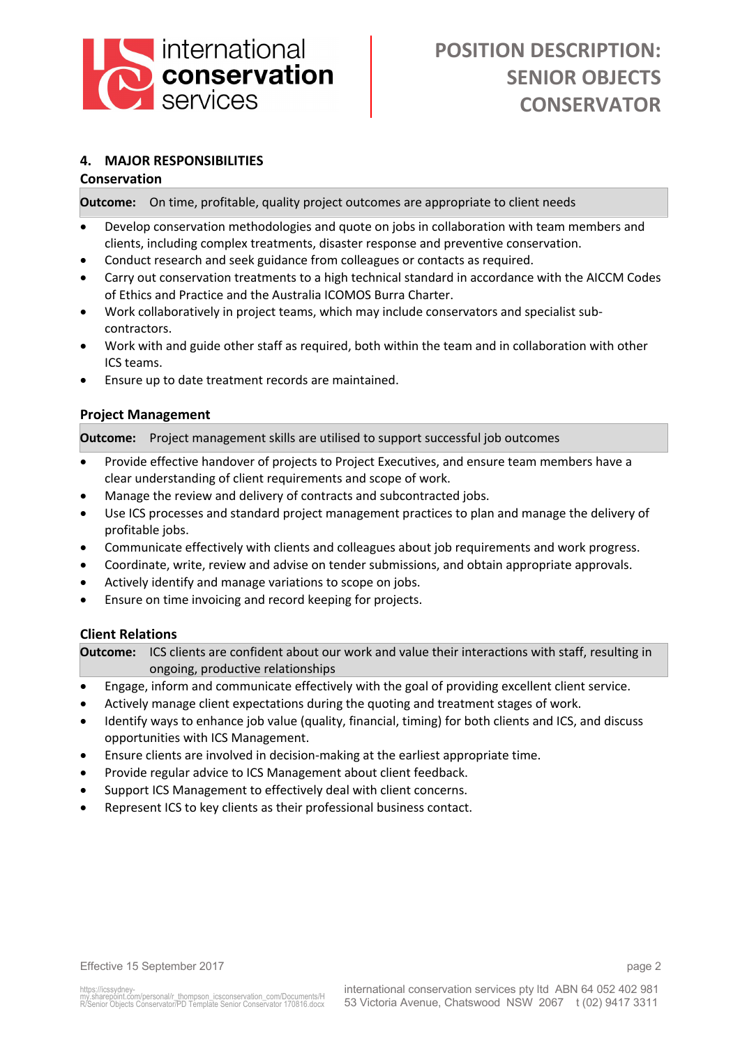## 4. MAJOR RESPONSIBILITIES

### Conservation

**Outcome:** On time, profitable, quality project outcomes are appropriate to client needs

- Develop conservation methodologies and quote on jobs in collaboration with team members and clients, including complex treatments, disaster response and preventive conservation.
- Conduct research and seek guidance from colleagues or contacts as required.
- Carry out conservation treatments to a high technical standard in accordance with the AICCM Codes of Ethics and Practice and the Australia ICOMOS Burra Charter.
- Work collaboratively in project teams, which may include conservators and specialist sub-contractors.
- Work with and guide other staff as required, both within the team and in collaboration with other ICS teams.
- Ensure up to date treatment records are maintained.

### Project Management

**Outcome:** Project management skills are utilised to support successful job outcomes

- Provide effective handover of projects to Project Executives, and ensure team members have a clear understanding of client requirements and scope of work.
- Manage the review and delivery of contracts and subcontracted jobs.
- Use ICS processes and standard project management practices to plan and manage the delivery of profitable jobs.
- Communicate effectively with clients and colleagues about job requirements and work progress.
- Coordinate, write, review and advise on tender submissions, and obtain appropriate approvals.
- Actively identify and manage variations to scope on jobs.
- Ensure on time invoicing and record keeping for projects.

### Client Relations

**Outcome:** ICS clients are confident about our work and value their interactions with staff, resulting in ongoing, productive relationships

- Engage, inform and communicate effectively with the goal of providing excellent client service.
- Actively manage client expectations during the quoting and treatment stages of work.
- Identify ways to enhance job value (quality, financial, timing) for both clients and ICS, and discuss opportunities with ICS Management.
- Ensure clients are involved in decision-making at the earliest appropriate time.
- Provide regular advice to ICS Management about client feedback.
- Support ICS Management to effectively deal with client concerns.
- Represent ICS to key clients as their professional business contact.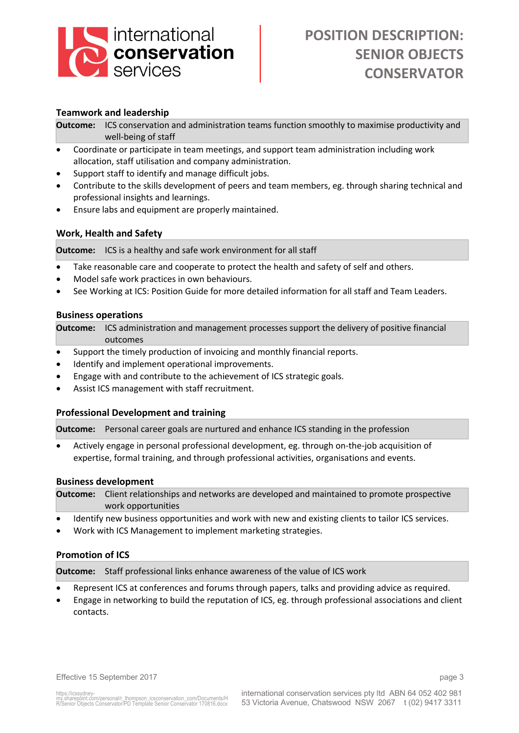### Teamwork and leadership

**Outcome:** ICS conservation and administration teams function smoothly to maximise productivity and well-being of staff

- Coordinate or participate in team meetings, and support team administration including work allocation, staff utilisation and company administration.
- Support staff to identify and manage difficult jobs.
- Contribute to the skills development of peers and team members, eg. through sharing technical and professional insights and learnings.
- Ensure labs and equipment are properly maintained.

### Work, Health and Safety

**Outcome:** ICS is a healthy and safe work environment for all staff

- Take reasonable care and cooperate to protect the health and safety of self and others.
- Model safe work practices in own behaviours.
- See Working at ICS: Position Guide for more detailed information for all staff and Team Leaders.

### Business operations

**Outcome:** ICS administration and management processes support the delivery of positive financial outcomes

- Support the timely production of invoicing and monthly financial reports.
- Identify and implement operational improvements.
- Engage with and contribute to the achievement of ICS strategic goals.
- Assist ICS management with staff recruitment.

### Professional Development and training

**Outcome:** Personal career goals are nurtured and enhance ICS standing in the profession

- Actively engage in personal professional development, eg. through on-the-job acquisition of expertise, formal training, and through professional activities, organisations and events.

### Business development

**Outcome:** Client relationships and networks are developed and maintained to promote prospective work opportunities

- Identify new business opportunities and work with new and existing clients to tailor ICS services.
- Work with ICS Management to implement marketing strategies.

### Promotion of ICS

**Outcome:** Staff professional links enhance awareness of the value of ICS work

- Represent ICS at conferences and forums through papers, talks and providing advice as required.
- Engage in networking to build the reputation of ICS, eg. through professional associations and client contacts.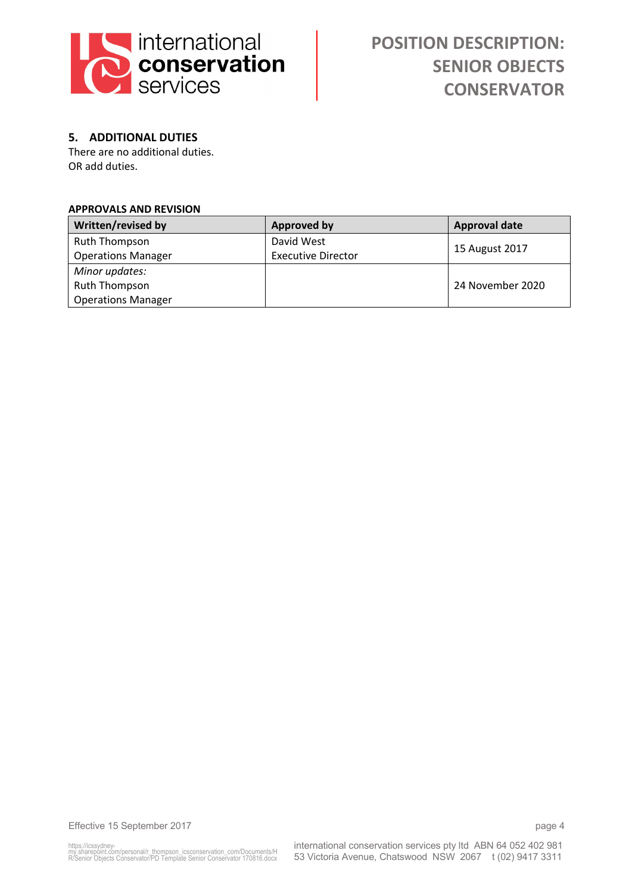## 5. ADDITIONAL DUTIES

There are no additional duties.
OR add duties.

**APPROVALS AND REVISION**

| Written/revised by | Approved by | Approval date |
|---|---|---|
| Ruth Thompson<br>Operations Manager | David West<br>Executive Director | 15 August 2017 |
| *Minor updates:*<br>Ruth Thompson<br>Operations Manager | | 24 November 2020 |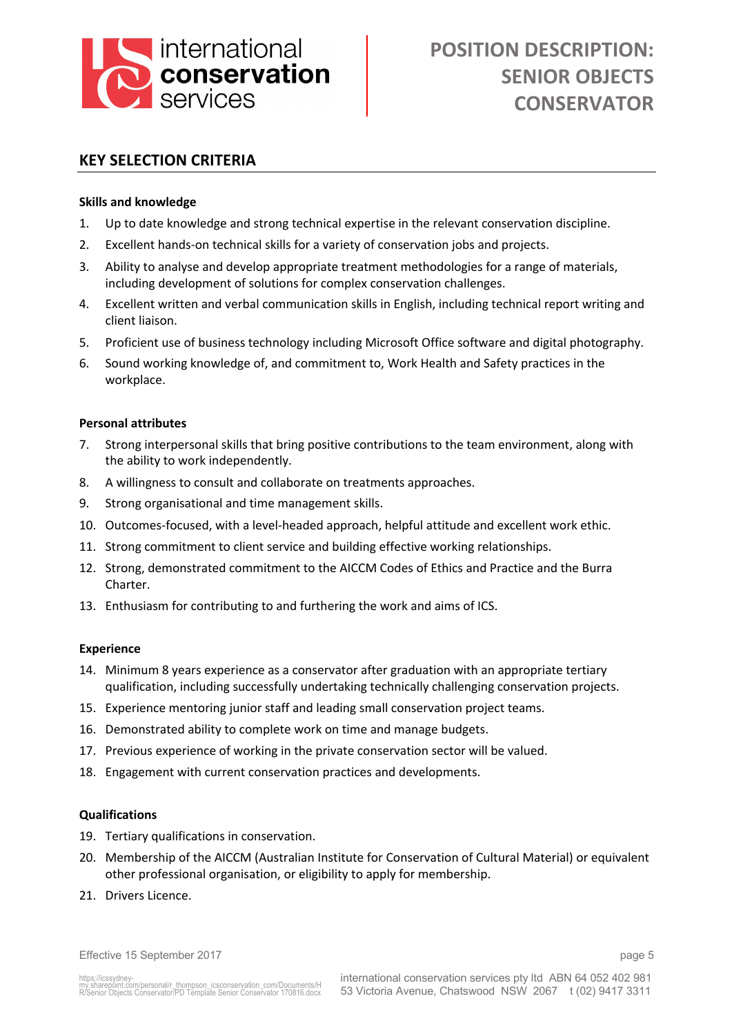## KEY SELECTION CRITERIA

**Skills and knowledge**

1. Up to date knowledge and strong technical expertise in the relevant conservation discipline.
2. Excellent hands-on technical skills for a variety of conservation jobs and projects.
3. Ability to analyse and develop appropriate treatment methodologies for a range of materials, including development of solutions for complex conservation challenges.
4. Excellent written and verbal communication skills in English, including technical report writing and client liaison.
5. Proficient use of business technology including Microsoft Office software and digital photography.
6. Sound working knowledge of, and commitment to, Work Health and Safety practices in the workplace.

**Personal attributes**

7. Strong interpersonal skills that bring positive contributions to the team environment, along with the ability to work independently.
8. A willingness to consult and collaborate on treatments approaches.
9. Strong organisational and time management skills.
10. Outcomes-focused, with a level-headed approach, helpful attitude and excellent work ethic.
11. Strong commitment to client service and building effective working relationships.
12. Strong, demonstrated commitment to the AICCM Codes of Ethics and Practice and the Burra Charter.
13. Enthusiasm for contributing to and furthering the work and aims of ICS.

**Experience**

14. Minimum 8 years experience as a conservator after graduation with an appropriate tertiary qualification, including successfully undertaking technically challenging conservation projects.
15. Experience mentoring junior staff and leading small conservation project teams.
16. Demonstrated ability to complete work on time and manage budgets.
17. Previous experience of working in the private conservation sector will be valued.
18. Engagement with current conservation practices and developments.

**Qualifications**

19. Tertiary qualifications in conservation.
20. Membership of the AICCM (Australian Institute for Conservation of Cultural Material) or equivalent other professional organisation, or eligibility to apply for membership.
21. Drivers Licence.